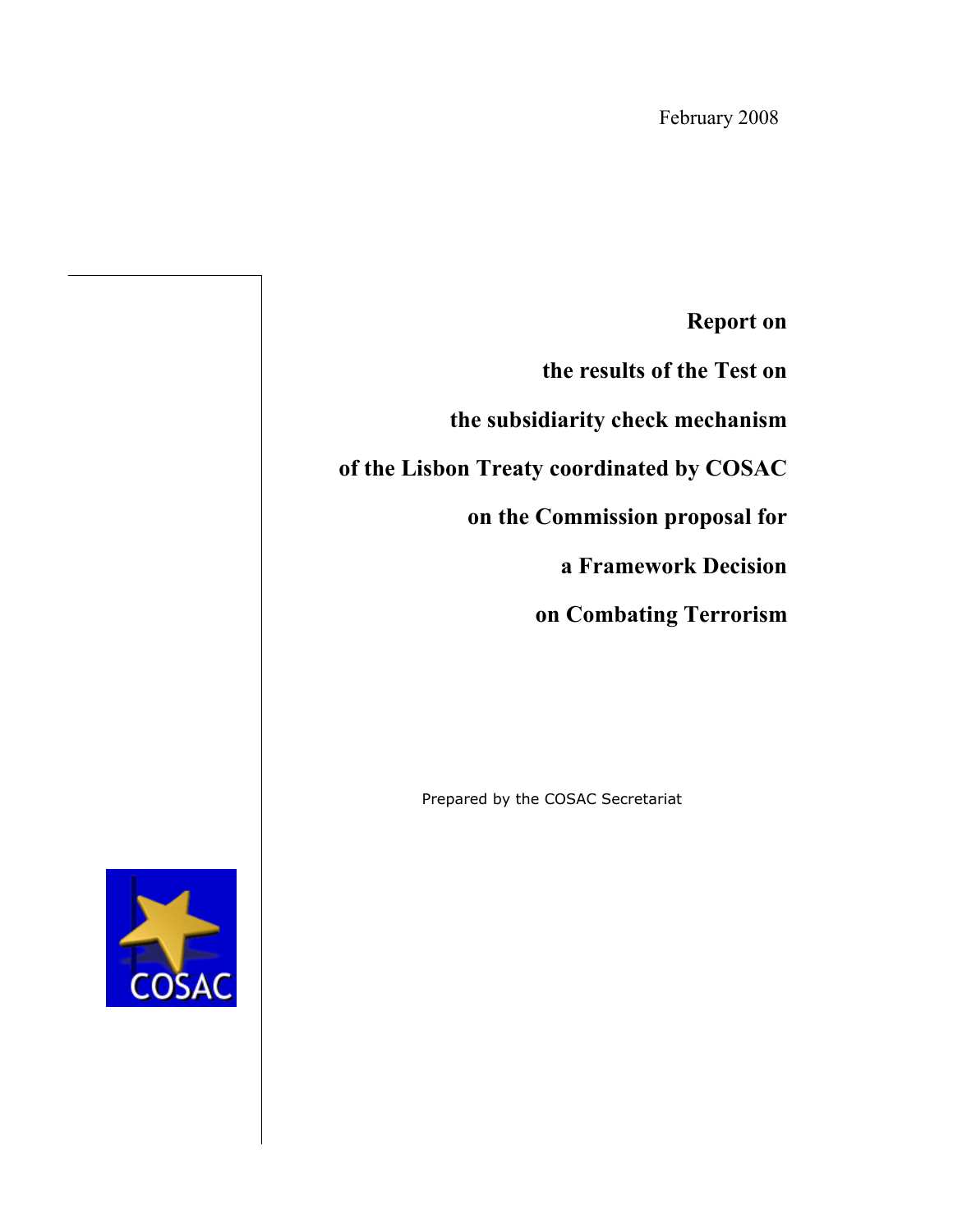February 2008

# Report on the results of the Test on the subsidiarity check mechanism of the Lisbon Treaty coordinated by COSAC on the Commission proposal for a Framework Decision on Combating Terrorism

Prepared by the COSAC Secretariat

COSAC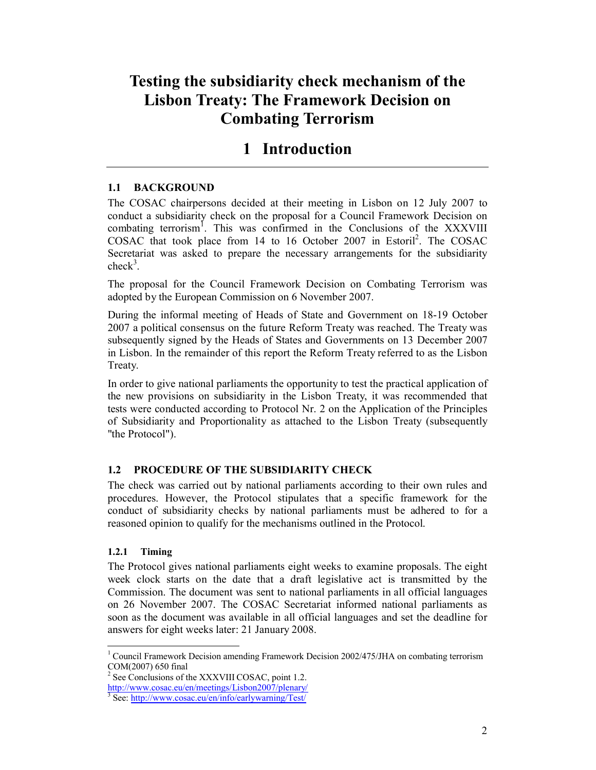# Testing the subsidiarity check mechanism of the Lisbon Treaty: The Framework Decision on Combating Terrorism

# 1 Introduction

### 1.1 BACKGROUND

The COSAC chairpersons decided at their meeting in Lisbon on 12 July 2007 to conduct a subsidiarity check on the proposal for a Council Framework Decision on combating terrorism[1]. This was confirmed in the Conclusions of the XXXVIII COSAC that took place from 14 to 16 October 2007 in Estoril[2]. The COSAC Secretariat was asked to prepare the necessary arrangements for the subsidiarity check[3].

The proposal for the Council Framework Decision on Combating Terrorism was adopted by the European Commission on 6 November 2007.

During the informal meeting of Heads of State and Government on 18-19 October 2007 a political consensus on the future Reform Treaty was reached. The Treaty was subsequently signed by the Heads of States and Governments on 13 December 2007 in Lisbon. In the remainder of this report the Reform Treaty referred to as the Lisbon Treaty.

In order to give national parliaments the opportunity to test the practical application of the new provisions on subsidiarity in the Lisbon Treaty, it was recommended that tests were conducted according to Protocol Nr. 2 on the Application of the Principles of Subsidiarity and Proportionality as attached to the Lisbon Treaty (subsequently "the Protocol").

### 1.2 PROCEDURE OF THE SUBSIDIARITY CHECK

The check was carried out by national parliaments according to their own rules and procedures. However, the Protocol stipulates that a specific framework for the conduct of subsidiarity checks by national parliaments must be adhered to for a reasoned opinion to qualify for the mechanisms outlined in the Protocol.

#### 1.2.1 Timing

The Protocol gives national parliaments eight weeks to examine proposals. The eight week clock starts on the date that a draft legislative act is transmitted by the Commission. The document was sent to national parliaments in all official languages on 26 November 2007. The COSAC Secretariat informed national parliaments as soon as the document was available in all official languages and set the deadline for answers for eight weeks later: 21 January 2008.

---

[1] Council Framework Decision amending Framework Decision 2002/475/JHA on combating terrorism COM(2007) 650 final

[2] See Conclusions of the XXXVIII COSAC, point 1.2. http://www.cosac.eu/en/meetings/Lisbon2007/plenary/

[3] See: http://www.cosac.eu/en/info/earlywarning/Test/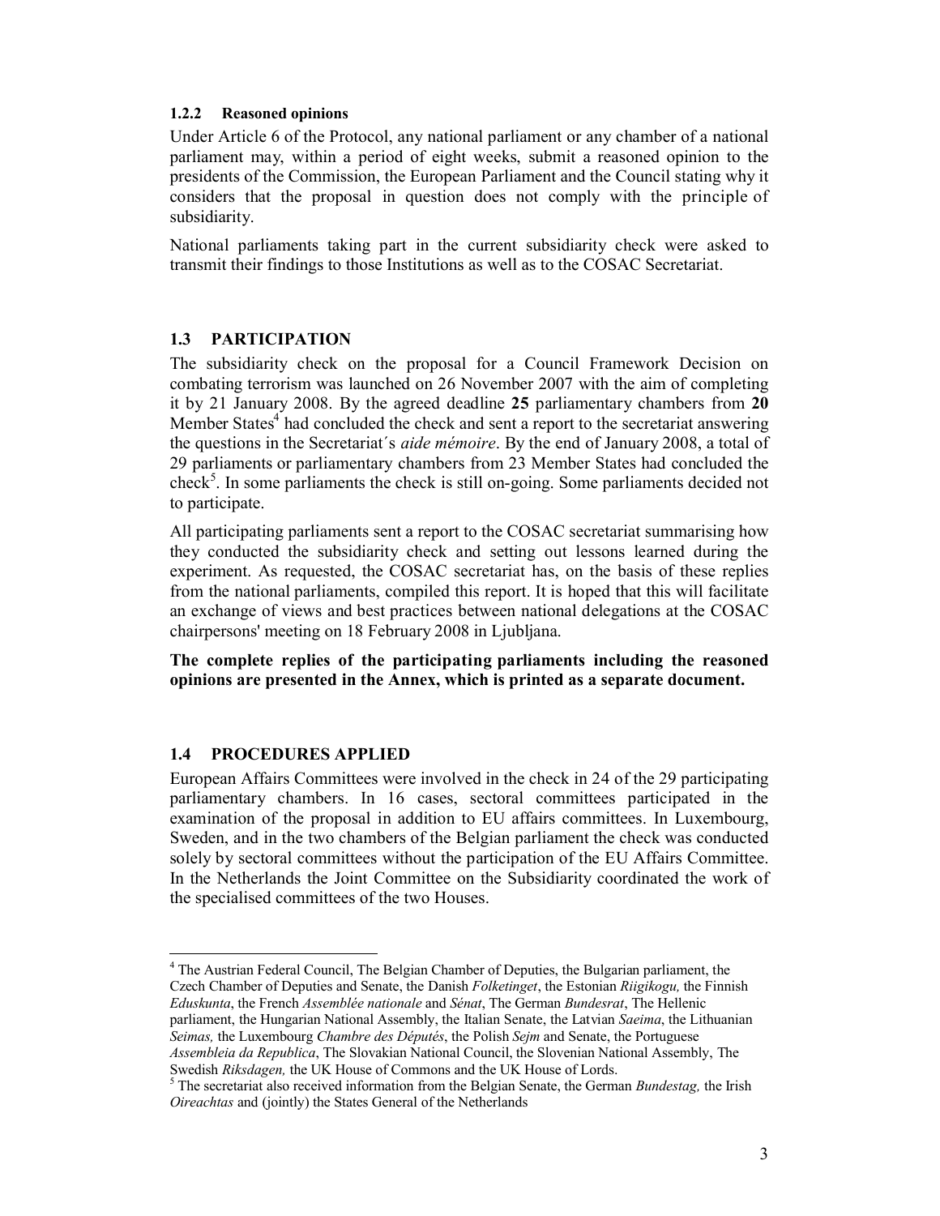#### 1.2.2 Reasoned opinions

Under Article 6 of the Protocol, any national parliament or any chamber of a national parliament may, within a period of eight weeks, submit a reasoned opinion to the presidents of the Commission, the European Parliament and the Council stating why it considers that the proposal in question does not comply with the principle of subsidiarity.

National parliaments taking part in the current subsidiarity check were asked to transmit their findings to those Institutions as well as to the COSAC Secretariat.

### 1.3 PARTICIPATION

The subsidiarity check on the proposal for a Council Framework Decision on combating terrorism was launched on 26 November 2007 with the aim of completing it by 21 January 2008. By the agreed deadline **25** parliamentary chambers from **20** Member States[4] had concluded the check and sent a report to the secretariat answering the questions in the Secretariat´s *aide mémoire*. By the end of January 2008, a total of 29 parliaments or parliamentary chambers from 23 Member States had concluded the check[5]. In some parliaments the check is still on-going. Some parliaments decided not to participate.

All participating parliaments sent a report to the COSAC secretariat summarising how they conducted the subsidiarity check and setting out lessons learned during the experiment. As requested, the COSAC secretariat has, on the basis of these replies from the national parliaments, compiled this report. It is hoped that this will facilitate an exchange of views and best practices between national delegations at the COSAC chairpersons' meeting on 18 February 2008 in Ljubljana.

**The complete replies of the participating parliaments including the reasoned opinions are presented in the Annex, which is printed as a separate document.**

### 1.4 PROCEDURES APPLIED

European Affairs Committees were involved in the check in 24 of the 29 participating parliamentary chambers. In 16 cases, sectoral committees participated in the examination of the proposal in addition to EU affairs committees. In Luxembourg, Sweden, and in the two chambers of the Belgian parliament the check was conducted solely by sectoral committees without the participation of the EU Affairs Committee. In the Netherlands the Joint Committee on the Subsidiarity coordinated the work of the specialised committees of the two Houses.

---

[4] The Austrian Federal Council, The Belgian Chamber of Deputies, the Bulgarian parliament, the Czech Chamber of Deputies and Senate, the Danish *Folketinget*, the Estonian *Riigikogu,* the Finnish *Eduskunta*, the French *Assemblée nationale* and *Sénat*, The German *Bundesrat*, The Hellenic parliament, the Hungarian National Assembly, the Italian Senate, the Latvian *Saeima*, the Lithuanian *Seimas,* the Luxembourg *Chambre des Députés*, the Polish *Sejm* and Senate, the Portuguese *Assembleia da Republica*, The Slovakian National Council, the Slovenian National Assembly, The Swedish *Riksdagen,* the UK House of Commons and the UK House of Lords.

[5] The secretariat also received information from the Belgian Senate, the German *Bundestag,* the Irish *Oireachtas* and (jointly) the States General of the Netherlands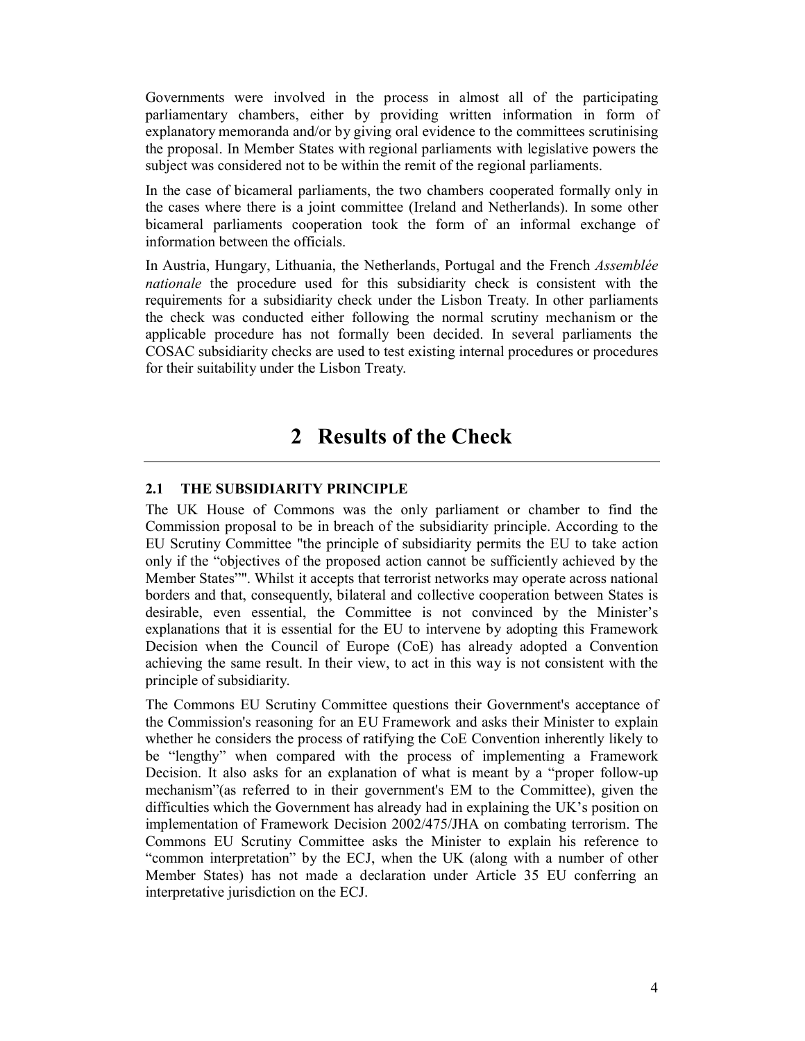Governments were involved in the process in almost all of the participating parliamentary chambers, either by providing written information in form of explanatory memoranda and/or by giving oral evidence to the committees scrutinising the proposal. In Member States with regional parliaments with legislative powers the subject was considered not to be within the remit of the regional parliaments.

In the case of bicameral parliaments, the two chambers cooperated formally only in the cases where there is a joint committee (Ireland and Netherlands). In some other bicameral parliaments cooperation took the form of an informal exchange of information between the officials.

In Austria, Hungary, Lithuania, the Netherlands, Portugal and the French *Assemblée nationale* the procedure used for this subsidiarity check is consistent with the requirements for a subsidiarity check under the Lisbon Treaty. In other parliaments the check was conducted either following the normal scrutiny mechanism or the applicable procedure has not formally been decided. In several parliaments the COSAC subsidiarity checks are used to test existing internal procedures or procedures for their suitability under the Lisbon Treaty.

# 2 Results of the Check

## 2.1 THE SUBSIDIARITY PRINCIPLE

The UK House of Commons was the only parliament or chamber to find the Commission proposal to be in breach of the subsidiarity principle. According to the EU Scrutiny Committee "the principle of subsidiarity permits the EU to take action only if the "objectives of the proposed action cannot be sufficiently achieved by the Member States"". Whilst it accepts that terrorist networks may operate across national borders and that, consequently, bilateral and collective cooperation between States is desirable, even essential, the Committee is not convinced by the Minister's explanations that it is essential for the EU to intervene by adopting this Framework Decision when the Council of Europe (CoE) has already adopted a Convention achieving the same result. In their view, to act in this way is not consistent with the principle of subsidiarity.

The Commons EU Scrutiny Committee questions their Government's acceptance of the Commission's reasoning for an EU Framework and asks their Minister to explain whether he considers the process of ratifying the CoE Convention inherently likely to be "lengthy" when compared with the process of implementing a Framework Decision. It also asks for an explanation of what is meant by a "proper follow-up mechanism"(as referred to in their government's EM to the Committee), given the difficulties which the Government has already had in explaining the UK's position on implementation of Framework Decision 2002/475/JHA on combating terrorism. The Commons EU Scrutiny Committee asks the Minister to explain his reference to "common interpretation" by the ECJ, when the UK (along with a number of other Member States) has not made a declaration under Article 35 EU conferring an interpretative jurisdiction on the ECJ.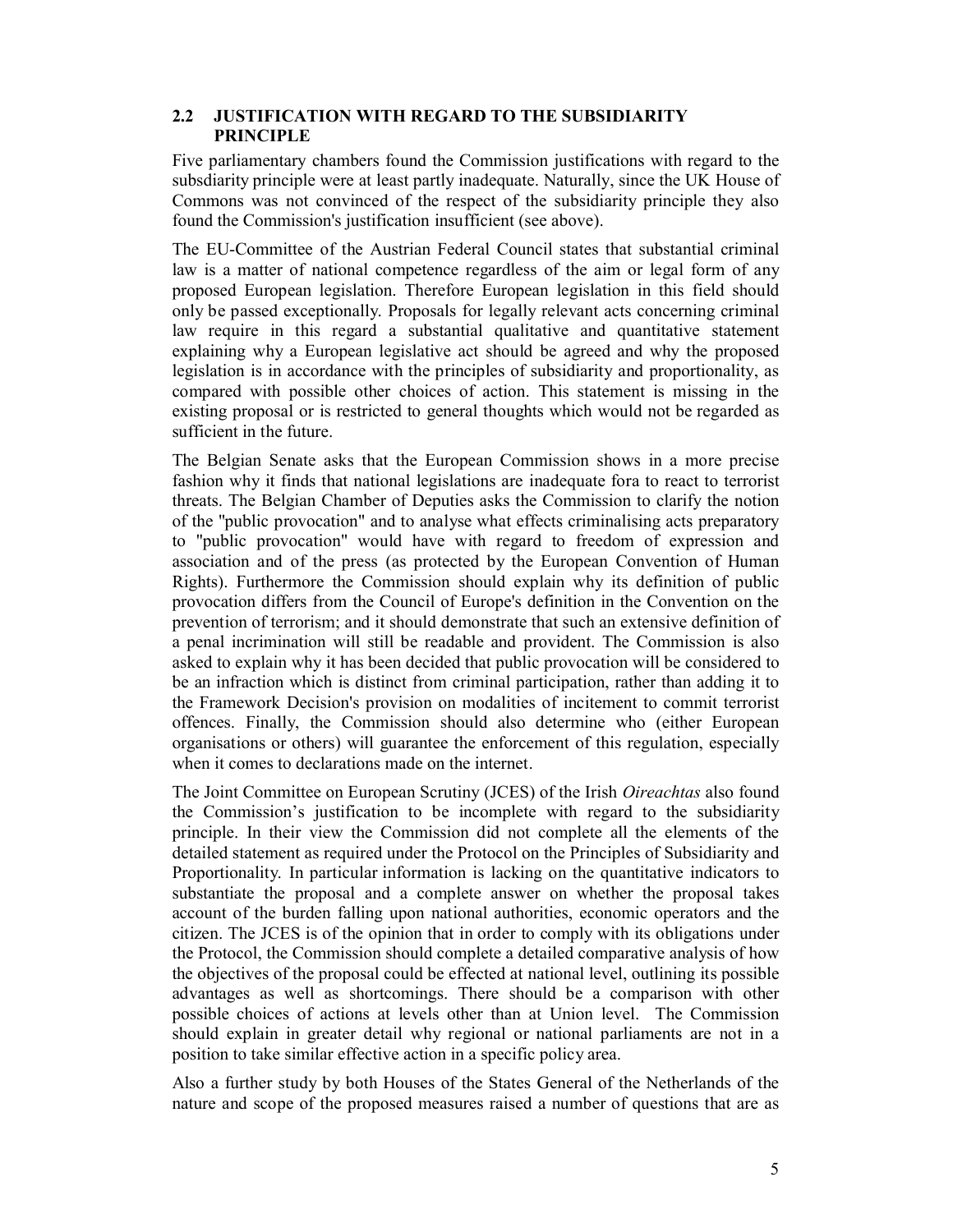## 2.2 JUSTIFICATION WITH REGARD TO THE SUBSIDIARITY PRINCIPLE

Five parliamentary chambers found the Commission justifications with regard to the subsdiarity principle were at least partly inadequate. Naturally, since the UK House of Commons was not convinced of the respect of the subsidiarity principle they also found the Commission's justification insufficient (see above).

The EU-Committee of the Austrian Federal Council states that substantial criminal law is a matter of national competence regardless of the aim or legal form of any proposed European legislation. Therefore European legislation in this field should only be passed exceptionally. Proposals for legally relevant acts concerning criminal law require in this regard a substantial qualitative and quantitative statement explaining why a European legislative act should be agreed and why the proposed legislation is in accordance with the principles of subsidiarity and proportionality, as compared with possible other choices of action. This statement is missing in the existing proposal or is restricted to general thoughts which would not be regarded as sufficient in the future.

The Belgian Senate asks that the European Commission shows in a more precise fashion why it finds that national legislations are inadequate fora to react to terrorist threats. The Belgian Chamber of Deputies asks the Commission to clarify the notion of the "public provocation" and to analyse what effects criminalising acts preparatory to "public provocation" would have with regard to freedom of expression and association and of the press (as protected by the European Convention of Human Rights). Furthermore the Commission should explain why its definition of public provocation differs from the Council of Europe's definition in the Convention on the prevention of terrorism; and it should demonstrate that such an extensive definition of a penal incrimination will still be readable and provident. The Commission is also asked to explain why it has been decided that public provocation will be considered to be an infraction which is distinct from criminal participation, rather than adding it to the Framework Decision's provision on modalities of incitement to commit terrorist offences. Finally, the Commission should also determine who (either European organisations or others) will guarantee the enforcement of this regulation, especially when it comes to declarations made on the internet.

The Joint Committee on European Scrutiny (JCES) of the Irish *Oireachtas* also found the Commission's justification to be incomplete with regard to the subsidiarity principle. In their view the Commission did not complete all the elements of the detailed statement as required under the Protocol on the Principles of Subsidiarity and Proportionality. In particular information is lacking on the quantitative indicators to substantiate the proposal and a complete answer on whether the proposal takes account of the burden falling upon national authorities, economic operators and the citizen. The JCES is of the opinion that in order to comply with its obligations under the Protocol, the Commission should complete a detailed comparative analysis of how the objectives of the proposal could be effected at national level, outlining its possible advantages as well as shortcomings. There should be a comparison with other possible choices of actions at levels other than at Union level. The Commission should explain in greater detail why regional or national parliaments are not in a position to take similar effective action in a specific policy area.

Also a further study by both Houses of the States General of the Netherlands of the nature and scope of the proposed measures raised a number of questions that are as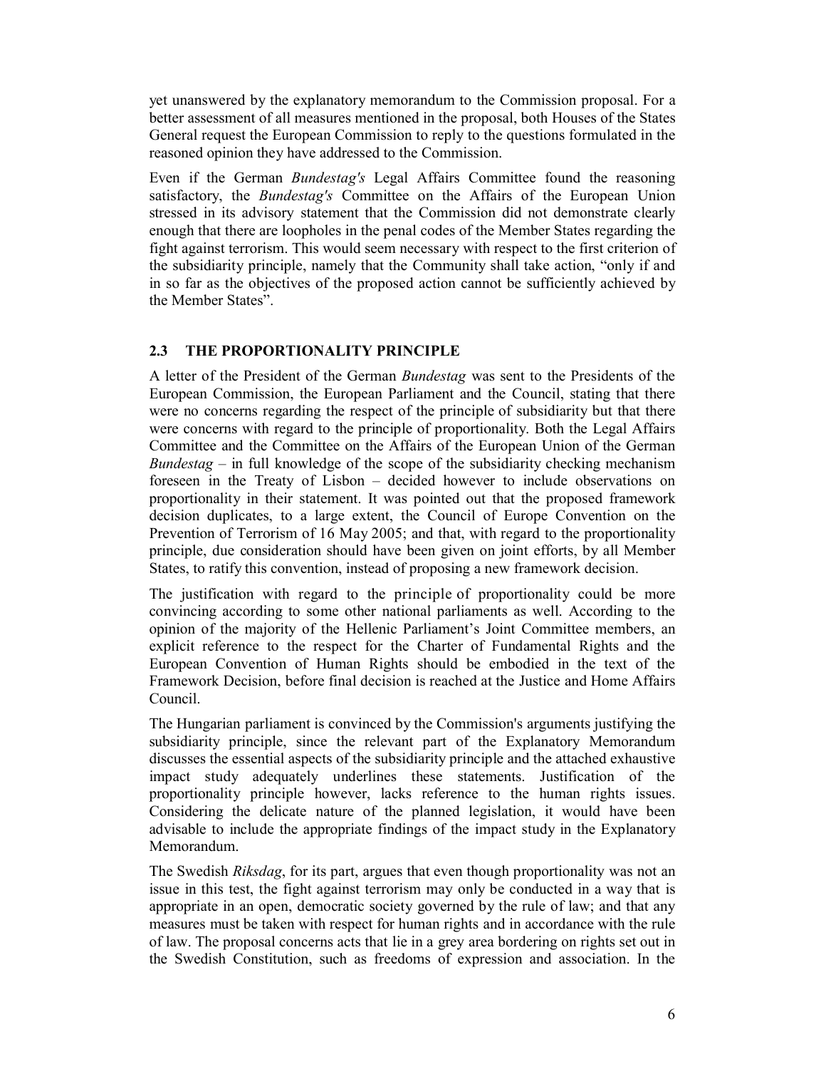yet unanswered by the explanatory memorandum to the Commission proposal. For a better assessment of all measures mentioned in the proposal, both Houses of the States General request the European Commission to reply to the questions formulated in the reasoned opinion they have addressed to the Commission.

Even if the German *Bundestag's* Legal Affairs Committee found the reasoning satisfactory, the *Bundestag's* Committee on the Affairs of the European Union stressed in its advisory statement that the Commission did not demonstrate clearly enough that there are loopholes in the penal codes of the Member States regarding the fight against terrorism. This would seem necessary with respect to the first criterion of the subsidiarity principle, namely that the Community shall take action, "only if and in so far as the objectives of the proposed action cannot be sufficiently achieved by the Member States".

## 2.3 THE PROPORTIONALITY PRINCIPLE

A letter of the President of the German *Bundestag* was sent to the Presidents of the European Commission, the European Parliament and the Council, stating that there were no concerns regarding the respect of the principle of subsidiarity but that there were concerns with regard to the principle of proportionality. Both the Legal Affairs Committee and the Committee on the Affairs of the European Union of the German *Bundestag* – in full knowledge of the scope of the subsidiarity checking mechanism foreseen in the Treaty of Lisbon – decided however to include observations on proportionality in their statement. It was pointed out that the proposed framework decision duplicates, to a large extent, the Council of Europe Convention on the Prevention of Terrorism of 16 May 2005; and that, with regard to the proportionality principle, due consideration should have been given on joint efforts, by all Member States, to ratify this convention, instead of proposing a new framework decision.

The justification with regard to the principle of proportionality could be more convincing according to some other national parliaments as well. According to the opinion of the majority of the Hellenic Parliament's Joint Committee members, an explicit reference to the respect for the Charter of Fundamental Rights and the European Convention of Human Rights should be embodied in the text of the Framework Decision, before final decision is reached at the Justice and Home Affairs Council.

The Hungarian parliament is convinced by the Commission's arguments justifying the subsidiarity principle, since the relevant part of the Explanatory Memorandum discusses the essential aspects of the subsidiarity principle and the attached exhaustive impact study adequately underlines these statements. Justification of the proportionality principle however, lacks reference to the human rights issues. Considering the delicate nature of the planned legislation, it would have been advisable to include the appropriate findings of the impact study in the Explanatory Memorandum.

The Swedish *Riksdag*, for its part, argues that even though proportionality was not an issue in this test, the fight against terrorism may only be conducted in a way that is appropriate in an open, democratic society governed by the rule of law; and that any measures must be taken with respect for human rights and in accordance with the rule of law. The proposal concerns acts that lie in a grey area bordering on rights set out in the Swedish Constitution, such as freedoms of expression and association. In the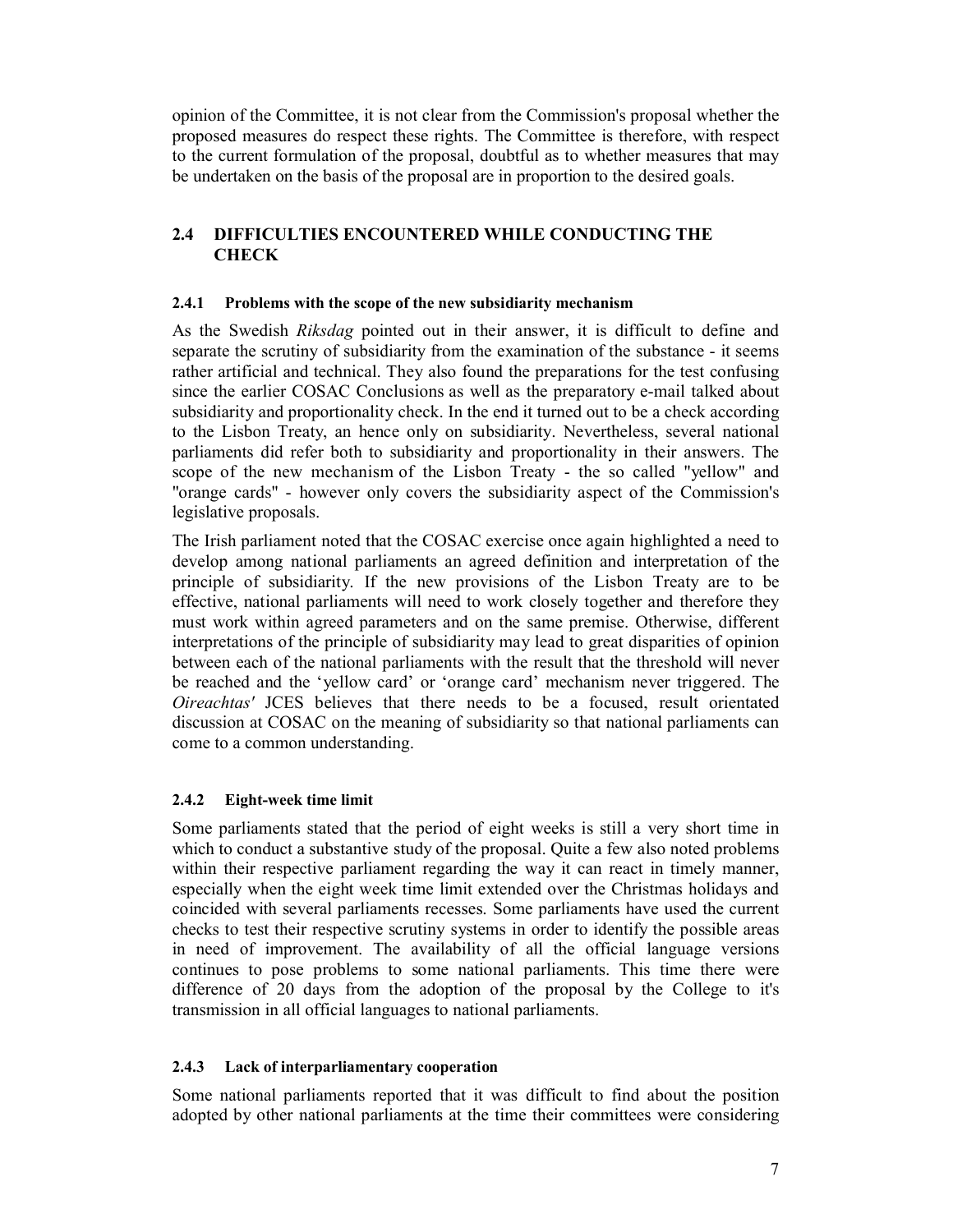opinion of the Committee, it is not clear from the Commission's proposal whether the proposed measures do respect these rights. The Committee is therefore, with respect to the current formulation of the proposal, doubtful as to whether measures that may be undertaken on the basis of the proposal are in proportion to the desired goals.

## 2.4 DIFFICULTIES ENCOUNTERED WHILE CONDUCTING THE CHECK

### 2.4.1 Problems with the scope of the new subsidiarity mechanism

As the Swedish *Riksdag* pointed out in their answer, it is difficult to define and separate the scrutiny of subsidiarity from the examination of the substance - it seems rather artificial and technical. They also found the preparations for the test confusing since the earlier COSAC Conclusions as well as the preparatory e-mail talked about subsidiarity and proportionality check. In the end it turned out to be a check according to the Lisbon Treaty, an hence only on subsidiarity. Nevertheless, several national parliaments did refer both to subsidiarity and proportionality in their answers. The scope of the new mechanism of the Lisbon Treaty - the so called "yellow" and "orange cards" - however only covers the subsidiarity aspect of the Commission's legislative proposals.

The Irish parliament noted that the COSAC exercise once again highlighted a need to develop among national parliaments an agreed definition and interpretation of the principle of subsidiarity. If the new provisions of the Lisbon Treaty are to be effective, national parliaments will need to work closely together and therefore they must work within agreed parameters and on the same premise. Otherwise, different interpretations of the principle of subsidiarity may lead to great disparities of opinion between each of the national parliaments with the result that the threshold will never be reached and the 'yellow card' or 'orange card' mechanism never triggered. The *Oireachtas'* JCES believes that there needs to be a focused, result orientated discussion at COSAC on the meaning of subsidiarity so that national parliaments can come to a common understanding.

### 2.4.2 Eight-week time limit

Some parliaments stated that the period of eight weeks is still a very short time in which to conduct a substantive study of the proposal. Quite a few also noted problems within their respective parliament regarding the way it can react in timely manner, especially when the eight week time limit extended over the Christmas holidays and coincided with several parliaments recesses. Some parliaments have used the current checks to test their respective scrutiny systems in order to identify the possible areas in need of improvement. The availability of all the official language versions continues to pose problems to some national parliaments. This time there were difference of 20 days from the adoption of the proposal by the College to it's transmission in all official languages to national parliaments.

### 2.4.3 Lack of interparliamentary cooperation

Some national parliaments reported that it was difficult to find about the position adopted by other national parliaments at the time their committees were considering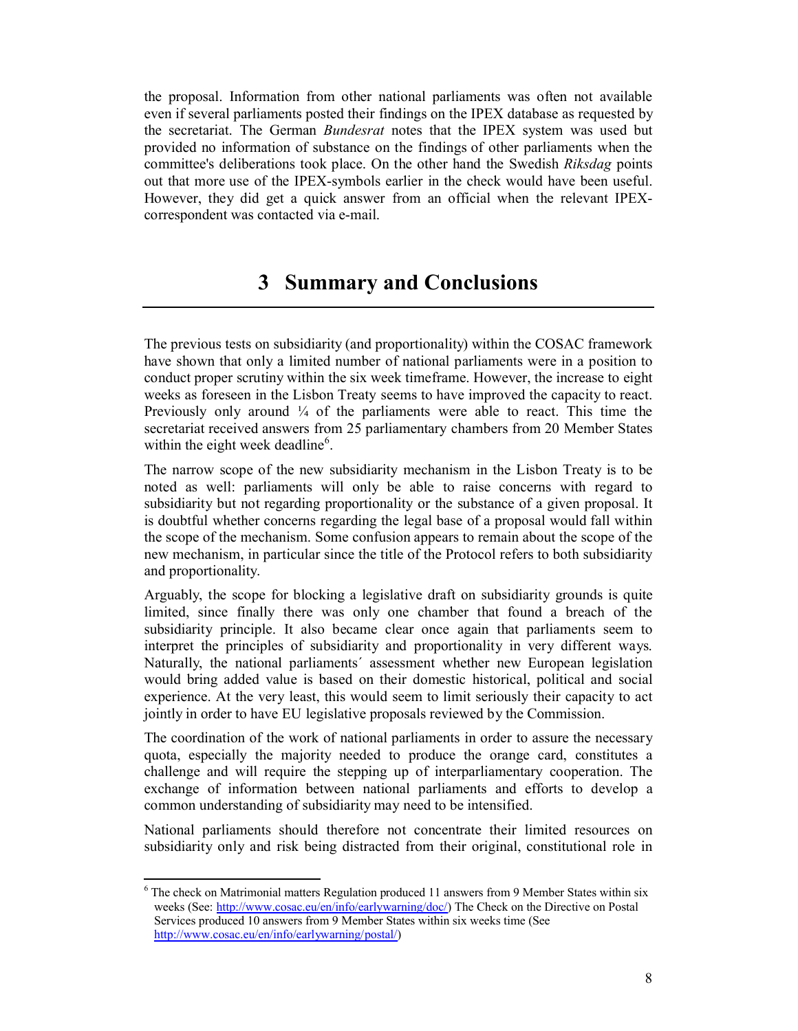the proposal. Information from other national parliaments was often not available even if several parliaments posted their findings on the IPEX database as requested by the secretariat. The German *Bundesrat* notes that the IPEX system was used but provided no information of substance on the findings of other parliaments when the committee's deliberations took place. On the other hand the Swedish *Riksdag* points out that more use of the IPEX-symbols earlier in the check would have been useful. However, they did get a quick answer from an official when the relevant IPEX-correspondent was contacted via e-mail.

# 3 Summary and Conclusions

The previous tests on subsidiarity (and proportionality) within the COSAC framework have shown that only a limited number of national parliaments were in a position to conduct proper scrutiny within the six week timeframe. However, the increase to eight weeks as foreseen in the Lisbon Treaty seems to have improved the capacity to react. Previously only around ¼ of the parliaments were able to react. This time the secretariat received answers from 25 parliamentary chambers from 20 Member States within the eight week deadline[6].

The narrow scope of the new subsidiarity mechanism in the Lisbon Treaty is to be noted as well: parliaments will only be able to raise concerns with regard to subsidiarity but not regarding proportionality or the substance of a given proposal. It is doubtful whether concerns regarding the legal base of a proposal would fall within the scope of the mechanism. Some confusion appears to remain about the scope of the new mechanism, in particular since the title of the Protocol refers to both subsidiarity and proportionality.

Arguably, the scope for blocking a legislative draft on subsidiarity grounds is quite limited, since finally there was only one chamber that found a breach of the subsidiarity principle. It also became clear once again that parliaments seem to interpret the principles of subsidiarity and proportionality in very different ways. Naturally, the national parliaments´ assessment whether new European legislation would bring added value is based on their domestic historical, political and social experience. At the very least, this would seem to limit seriously their capacity to act jointly in order to have EU legislative proposals reviewed by the Commission.

The coordination of the work of national parliaments in order to assure the necessary quota, especially the majority needed to produce the orange card, constitutes a challenge and will require the stepping up of interparliamentary cooperation. The exchange of information between national parliaments and efforts to develop a common understanding of subsidiarity may need to be intensified.

National parliaments should therefore not concentrate their limited resources on subsidiarity only and risk being distracted from their original, constitutional role in

---

[6] The check on Matrimonial matters Regulation produced 11 answers from 9 Member States within six weeks (See: http://www.cosac.eu/en/info/earlywarning/doc/) The Check on the Directive on Postal Services produced 10 answers from 9 Member States within six weeks time (See http://www.cosac.eu/en/info/earlywarning/postal/)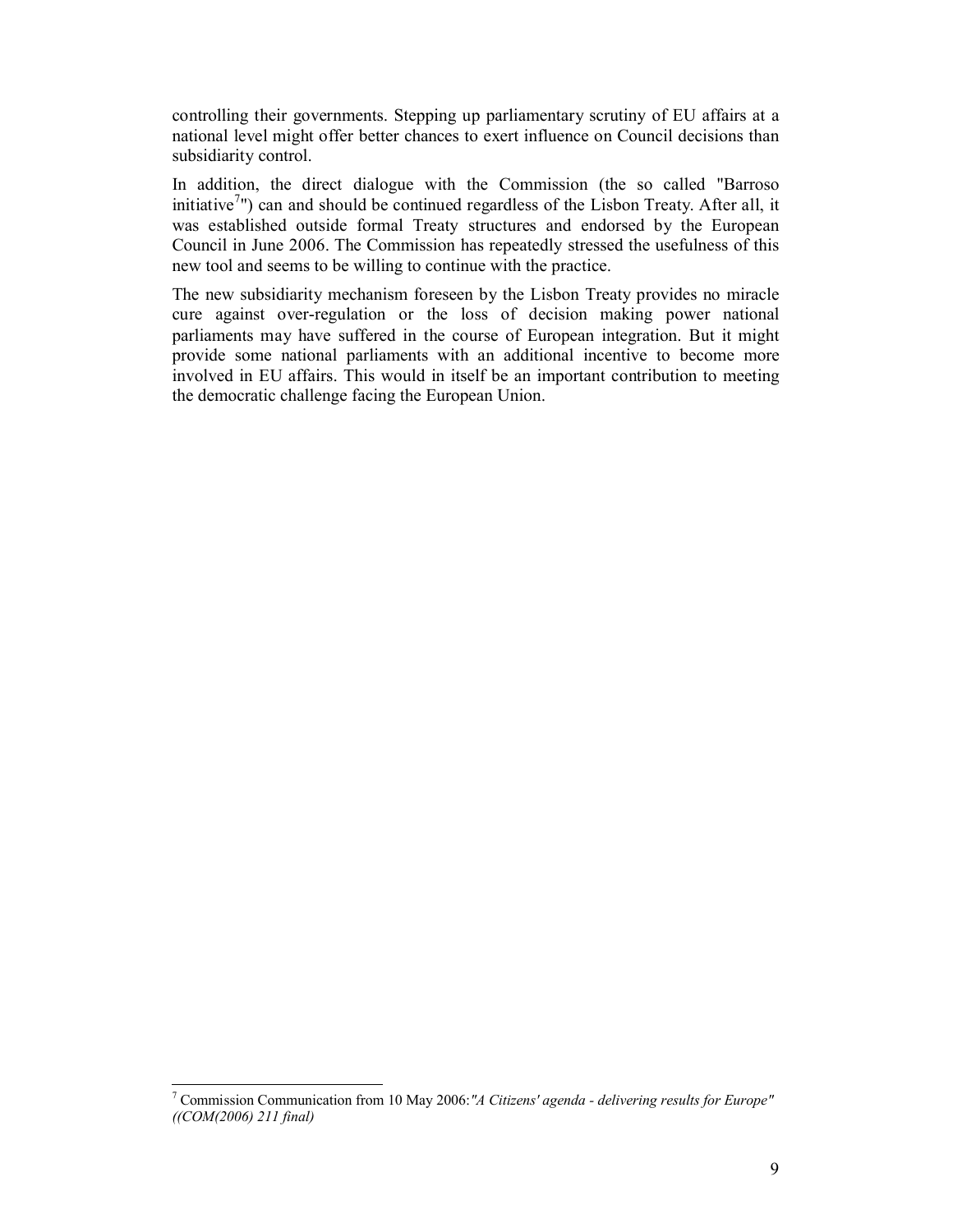controlling their governments. Stepping up parliamentary scrutiny of EU affairs at a national level might offer better chances to exert influence on Council decisions than subsidiarity control.

In addition, the direct dialogue with the Commission (the so called "Barroso initiative[7]") can and should be continued regardless of the Lisbon Treaty. After all, it was established outside formal Treaty structures and endorsed by the European Council in June 2006. The Commission has repeatedly stressed the usefulness of this new tool and seems to be willing to continue with the practice.

The new subsidiarity mechanism foreseen by the Lisbon Treaty provides no miracle cure against over-regulation or the loss of decision making power national parliaments may have suffered in the course of European integration. But it might provide some national parliaments with an additional incentive to become more involved in EU affairs. This would in itself be an important contribution to meeting the democratic challenge facing the European Union.

---

[7] Commission Communication from 10 May 2006:*"A Citizens' agenda - delivering results for Europe" ((COM(2006) 211 final)*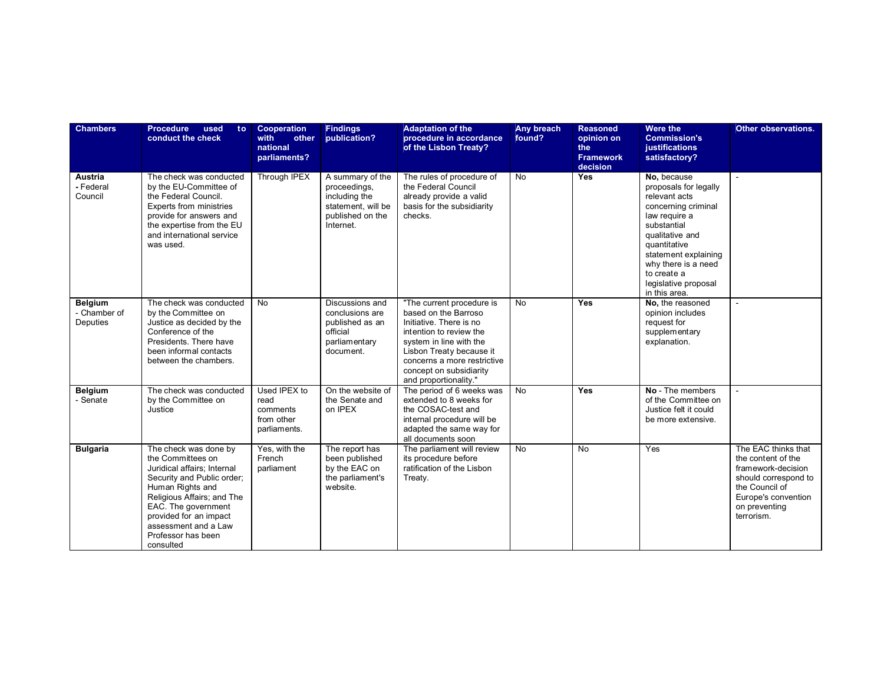| Chambers | Procedure used to conduct the check | Cooperation with other national parliaments? | Findings publication? | Adaptation of the procedure in accordance of the Lisbon Treaty? | Any breach found? | Reasoned opinion on the Framework decision | Were the Commission's justifications satisfactory? | Other observations. |
|---|---|---|---|---|---|---|---|---|
| **Austria** **-** Federal Council | The check was conducted by the EU-Committee of the Federal Council. Experts from ministries provide for answers and the expertise from the EU and international service was used. | Through IPEX | A summary of the proceedings, including the statement, will be published on the Internet. | The rules of procedure of the Federal Council already provide a valid basis for the subsidiarity checks. | No | **Yes** | **No,** because proposals for legally relevant acts concerning criminal law require a substantial qualitative and quantitative statement explaining why there is a need to create a legislative proposal in this area. | - |
| **Belgium** - Chamber of Deputies | The check was conducted by the Committee on Justice as decided by the Conference of the Presidents. There have been informal contacts between the chambers. | No | Discussions and conclusions are published as an official parliamentary document. | "The current procedure is based on the Barroso Initiative. There is no intention to review the system in line with the Lisbon Treaty because it concerns a more restrictive concept on subsidiarity and proportionality." | No | **Yes** | **No,** the reasoned opinion includes request for supplementary explanation. | - |
| **Belgium** - Senate | The check was conducted by the Committee on Justice | Used IPEX to read comments from other parliaments. | On the website of the Senate and on IPEX | The period of 6 weeks was extended to 8 weeks for the COSAC-test and internal procedure will be adapted the same way for all documents soon | No | **Yes** | **No** - The members of the Committee on Justice felt it could be more extensive. | - |
| **Bulgaria** | The check was done by the Committees on Juridical affairs; Internal Security and Public order; Human Rights and Religious Affairs; and The EAC. The government provided for an impact assessment and a Law Professor has been consulted | Yes, with the French parliament | The report has been published by the EAC on the parliament's website. | The parliament will review its procedure before ratification of the Lisbon Treaty. | No | No | Yes | The EAC thinks that the content of the framework-decision should correspond to the Council of Europe's convention on preventing terrorism. |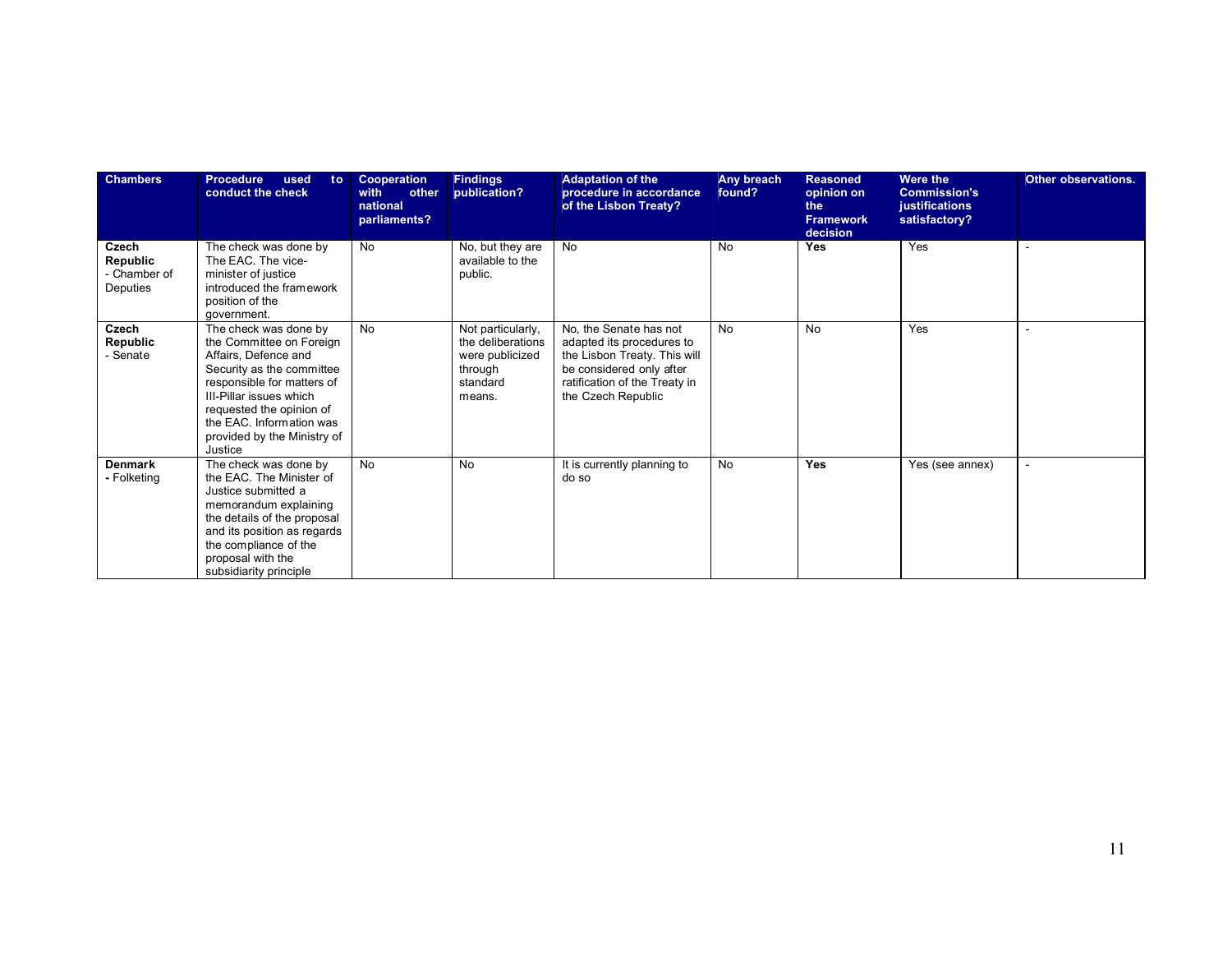| Chambers | Procedure used to conduct the check | Cooperation with other national parliaments? | Findings publication? | Adaptation of the procedure in accordance of the Lisbon Treaty? | Any breach found? | Reasoned opinion on the Framework decision | Were the Commission's justifications satisfactory? | Other observations. |
|---|---|---|---|---|---|---|---|---|
| **Czech Republic** - Chamber of Deputies | The check was done by The EAC. The vice-minister of justice introduced the framework position of the government. | No | No, but they are available to the public. | No | No | **Yes** | Yes | - |
| **Czech Republic** - Senate | The check was done by the Committee on Foreign Affairs, Defence and Security as the committee responsible for matters of III-Pillar issues which requested the opinion of the EAC. Information was provided by the Ministry of Justice | No | Not particularly, the deliberations were publicized through standard means. | No, the Senate has not adapted its procedures to the Lisbon Treaty. This will be considered only after ratification of the Treaty in the Czech Republic | No | No | Yes | - |
| **Denmark** - Folketing | The check was done by the EAC. The Minister of Justice submitted a memorandum explaining the details of the proposal and its position as regards the compliance of the proposal with the subsidiarity principle | No | No | It is currently planning to do so | No | **Yes** | Yes (see annex) | - |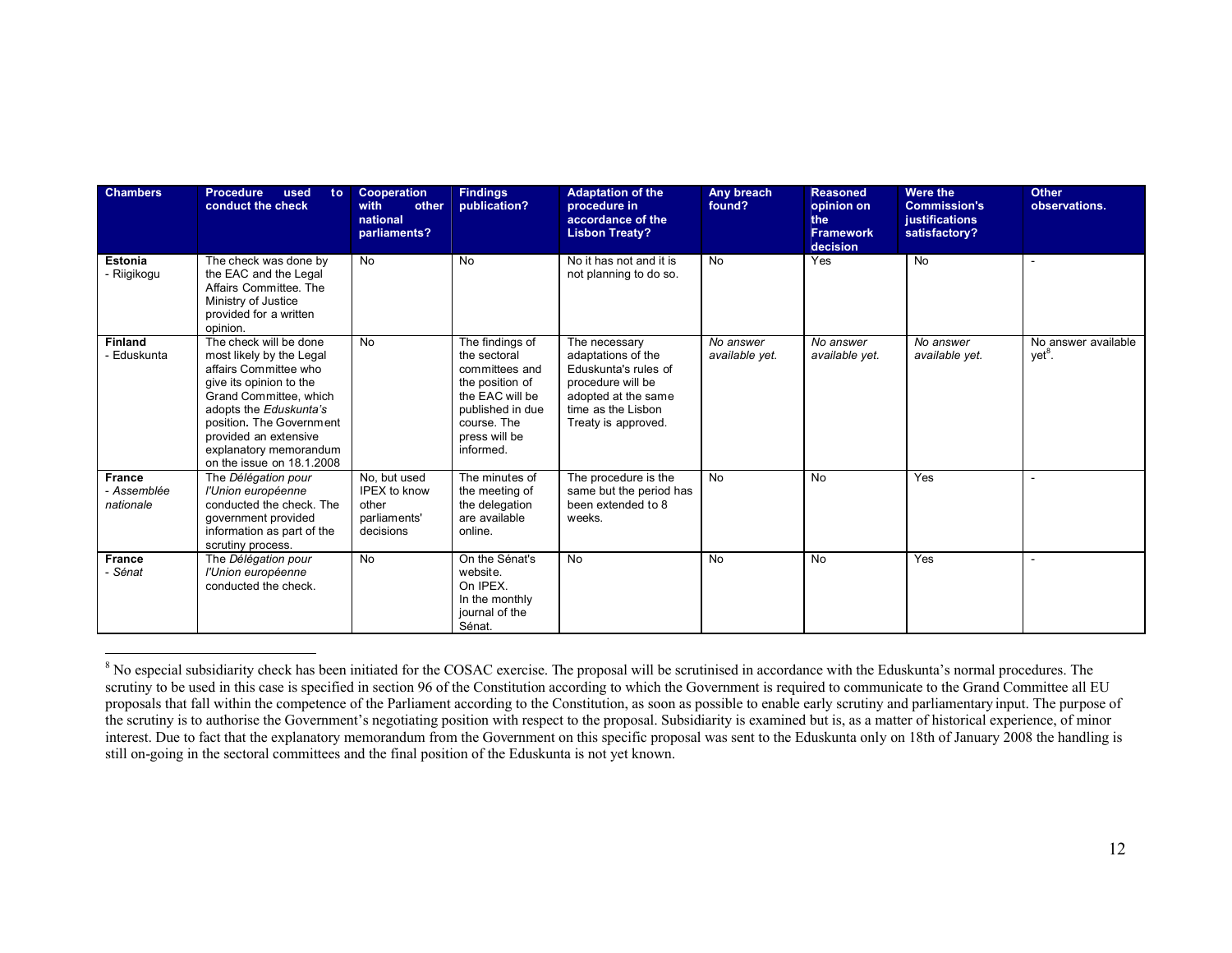| Chambers | Procedure used to conduct the check | Cooperation with other national parliaments? | Findings publication? | Adaptation of the procedure in accordance of the Lisbon Treaty? | Any breach found? | Reasoned opinion on the Framework decision | Were the Commission's justifications satisfactory? | Other observations. |
|---|---|---|---|---|---|---|---|---|
| **Estonia** - Riigikogu | The check was done by the EAC and the Legal Affairs Committee. The Ministry of Justice provided for a written opinion. | No | No | No it has not and it is not planning to do so. | No | Yes | No | - |
| **Finland** - Eduskunta | The check will be done most likely by the Legal affairs Committee who give its opinion to the Grand Committee, which adopts the *Eduskunta's* position. The Government provided an extensive explanatory memorandum on the issue on 18.1.2008 | No | The findings of the sectoral committees and the position of the EAC will be published in due course. The press will be informed. | The necessary adaptations of the Eduskunta's rules of procedure will be adopted at the same time as the Lisbon Treaty is approved. | *No answer available yet.* | *No answer available yet.* | *No answer available yet.* | No answer available yet[8]. |
| **France** - *Assemblée nationale* | The *Délégation pour l'Union européenne* conducted the check. The government provided information as part of the scrutiny process. | No, but used IPEX to know other parliaments' decisions | The minutes of the meeting of the delegation are available online. | The procedure is the same but the period has been extended to 8 weeks. | No | No | Yes | - |
| **France** - *Sénat* | The *Délégation pour l'Union européenne* conducted the check. | No | On the Sénat's website. On IPEX. In the monthly journal of the Sénat. | No | No | No | Yes | - |

[8] No especial subsidiarity check has been initiated for the COSAC exercise. The proposal will be scrutinised in accordance with the Eduskunta's normal procedures. The scrutiny to be used in this case is specified in section 96 of the Constitution according to which the Government is required to communicate to the Grand Committee all EU proposals that fall within the competence of the Parliament according to the Constitution, as soon as possible to enable early scrutiny and parliamentary input. The purpose of the scrutiny is to authorise the Government's negotiating position with respect to the proposal. Subsidiarity is examined but is, as a matter of historical experience, of minor interest. Due to fact that the explanatory memorandum from the Government on this specific proposal was sent to the Eduskunta only on 18th of January 2008 the handling is still on-going in the sectoral committees and the final position of the Eduskunta is not yet known.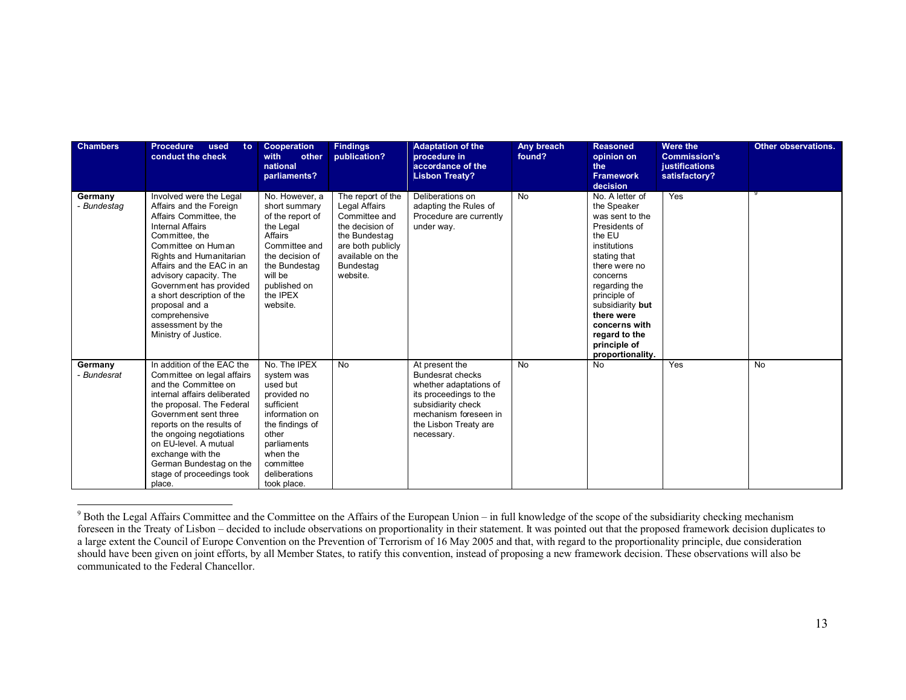| Chambers | Procedure used to conduct the check | Cooperation with other national parliaments? | Findings publication? | Adaptation of the procedure in accordance of the Lisbon Treaty? | Any breach found? | Reasoned opinion on the Framework decision | Were the Commission's justifications satisfactory? | Other observations. |
|---|---|---|---|---|---|---|---|---|
| **Germany** - *Bundestag* | Involved were the Legal Affairs and the Foreign Affairs Committee, the Internal Affairs Committee, the Committee on Human Rights and Humanitarian Affairs and the EAC in an advisory capacity. The Government has provided a short description of the proposal and a comprehensive assessment by the Ministry of Justice. | No. However, a short summary of the report of the Legal Affairs Committee and the decision of the Bundestag will be published on the IPEX website. | The report of the Legal Affairs Committee and the decision of the Bundestag are both publicly available on the Bundestag website. | Deliberations on adapting the Rules of Procedure are currently under way. | No | No. A letter of the Speaker was sent to the Presidents of the EU institutions stating that there were no concerns regarding the principle of subsidiarity **but there were concerns with regard to the principle of proportionality.** | Yes | [9] |
| **Germany** - *Bundesrat* | In addition of the EAC the Committee on legal affairs and the Committee on internal affairs deliberated the proposal. The Federal Government sent three reports on the results of the ongoing negotiations on EU-level. A mutual exchange with the German Bundestag on the stage of proceedings took place. | No. The IPEX system was used but provided no sufficient information on the findings of other parliaments when the committee deliberations took place. | No | At present the Bundesrat checks whether adaptations of its proceedings to the subsidiarity check mechanism foreseen in the Lisbon Treaty are necessary. | No | No | Yes | No |

[9] Both the Legal Affairs Committee and the Committee on the Affairs of the European Union – in full knowledge of the scope of the subsidiarity checking mechanism foreseen in the Treaty of Lisbon – decided to include observations on proportionality in their statement. It was pointed out that the proposed framework decision duplicates to a large extent the Council of Europe Convention on the Prevention of Terrorism of 16 May 2005 and that, with regard to the proportionality principle, due consideration should have been given on joint efforts, by all Member States, to ratify this convention, instead of proposing a new framework decision. These observations will also be communicated to the Federal Chancellor.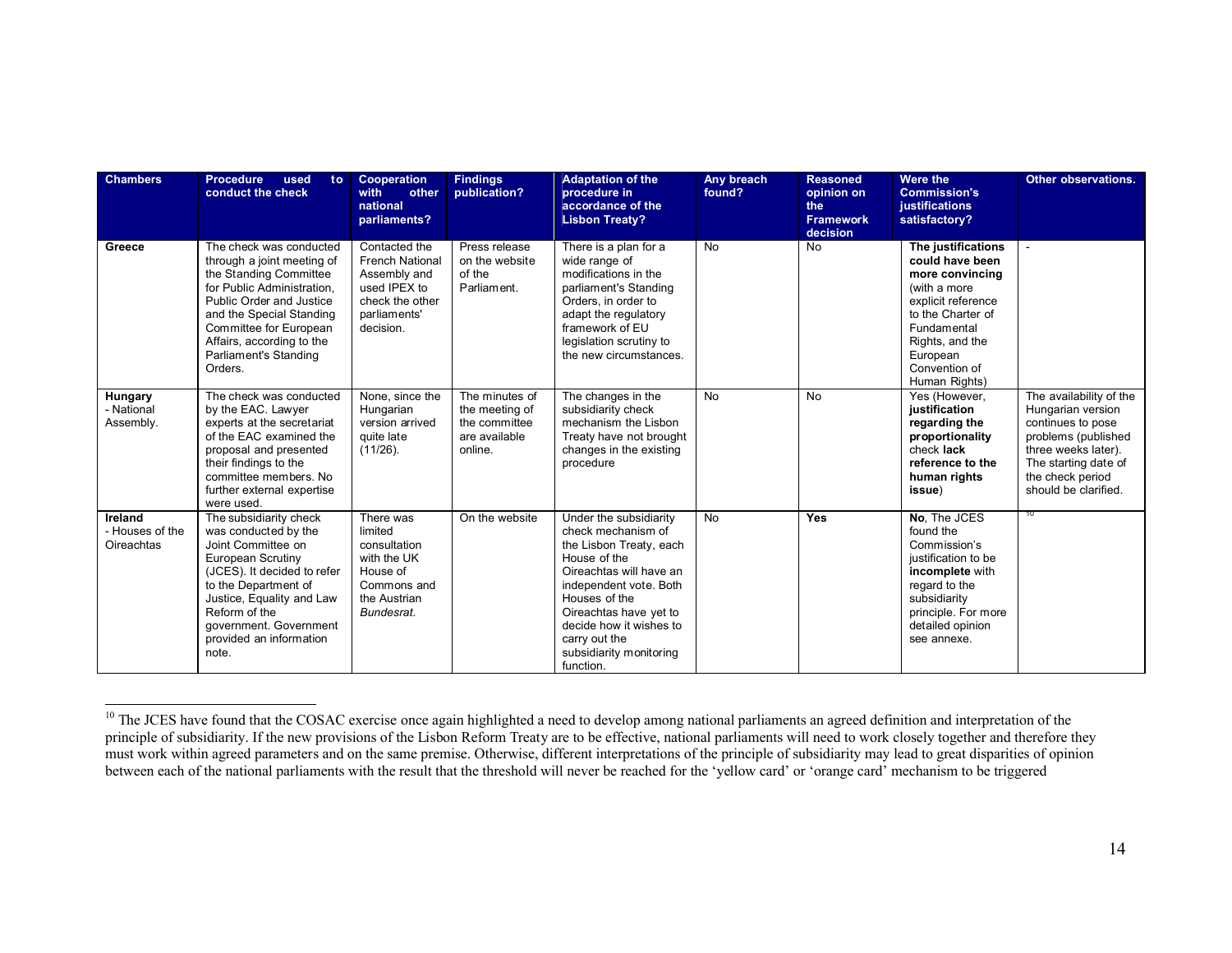| Chambers | Procedure used to conduct the check | Cooperation with other national parliaments? | Findings publication? | Adaptation of the procedure in accordance of the Lisbon Treaty? | Any breach found? | Reasoned opinion on the Framework decision | Were the Commission's justifications satisfactory? | Other observations. |
|---|---|---|---|---|---|---|---|---|
| **Greece** | The check was conducted through a joint meeting of the Standing Committee for Public Administration, Public Order and Justice and the Special Standing Committee for European Affairs, according to the Parliament's Standing Orders. | Contacted the French National Assembly and used IPEX to check the other parliaments' decision. | Press release on the website of the Parliament. | There is a plan for a wide range of modifications in the parliament's Standing Orders, in order to adapt the regulatory framework of EU legislation scrutiny to the new circumstances. | No | No | **The justifications could have been more convincing** (with a more explicit reference to the Charter of Fundamental Rights, and the European Convention of Human Rights) | - |
| **Hungary** - National Assembly. | The check was conducted by the EAC. Lawyer experts at the secretariat of the EAC examined the proposal and presented their findings to the committee members. No further external expertise were used. | None, since the Hungarian version arrived quite late (11/26). | The minutes of the meeting of the committee are available online. | The changes in the subsidiarity check mechanism the Lisbon Treaty have not brought changes in the existing procedure | No | No | Yes (However, **justification regarding the proportionality** check **lack reference to the human rights issue**) | The availability of the Hungarian version continues to pose problems (published three weeks later). The starting date of the check period should be clarified. |
| **Ireland** - Houses of the Oireachtas | The subsidiarity check was conducted by the Joint Committee on European Scrutiny (JCES). It decided to refer to the Department of Justice, Equality and Law Reform of the government. Government provided an information note. | There was limited consultation with the UK House of Commons and the Austrian *Bundesrat*. | On the website | Under the subsidiarity check mechanism of the Lisbon Treaty, each House of the Oireachtas will have an independent vote. Both Houses of the Oireachtas have yet to decide how it wishes to carry out the subsidiarity monitoring function. | No | **Yes** | **No**, The JCES found the Commission's justification to be **incomplete** with regard to the subsidiarity principle. For more detailed opinion see annexe. | [10] |

[10] The JCES have found that the COSAC exercise once again highlighted a need to develop among national parliaments an agreed definition and interpretation of the principle of subsidiarity. If the new provisions of the Lisbon Reform Treaty are to be effective, national parliaments will need to work closely together and therefore they must work within agreed parameters and on the same premise. Otherwise, different interpretations of the principle of subsidiarity may lead to great disparities of opinion between each of the national parliaments with the result that the threshold will never be reached for the 'yellow card' or 'orange card' mechanism to be triggered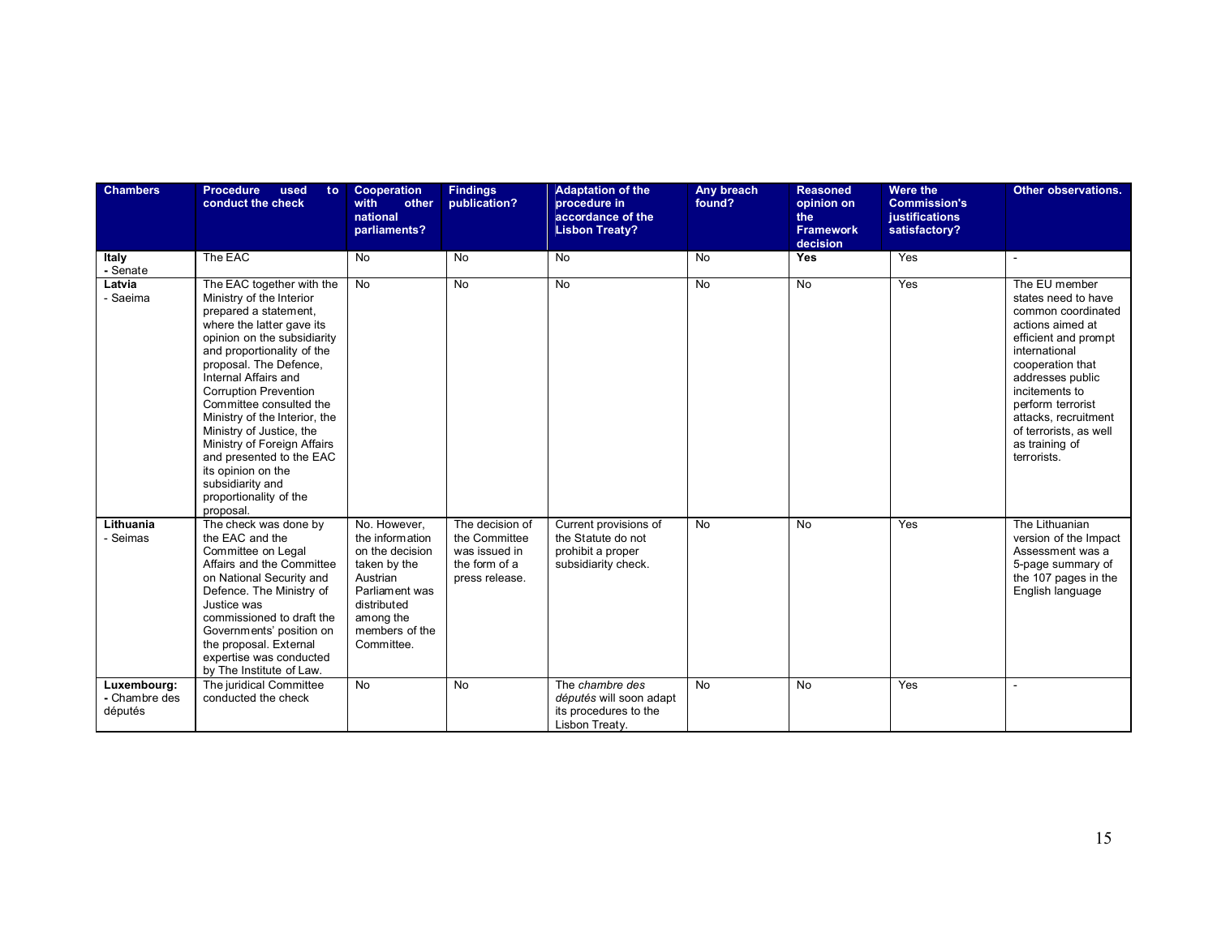| Chambers | Procedure used to conduct the check | Cooperation with other national parliaments? | Findings publication? | Adaptation of the procedure in accordance of the Lisbon Treaty? | Any breach found? | Reasoned opinion on the Framework decision | Were the Commission's justifications satisfactory? | Other observations. |
|---|---|---|---|---|---|---|---|---|
| **Italy** - Senate | The EAC | No | No | No | No | **Yes** | Yes | - |
| **Latvia** - Saeima | The EAC together with the Ministry of the Interior prepared a statement, where the latter gave its opinion on the subsidiarity and proportionality of the proposal. The Defence, Internal Affairs and Corruption Prevention Committee consulted the Ministry of the Interior, the Ministry of Justice, the Ministry of Foreign Affairs and presented to the EAC its opinion on the subsidiarity and proportionality of the proposal. | No | No | No | No | No | Yes | The EU member states need to have common coordinated actions aimed at efficient and prompt international cooperation that addresses public incitements to perform terrorist attacks, recruitment of terrorists, as well as training of terrorists. |
| **Lithuania** - Seimas | The check was done by the EAC and the Committee on Legal Affairs and the Committee on National Security and Defence. The Ministry of Justice was commissioned to draft the Governments' position on the proposal. External expertise was conducted by The Institute of Law. | No. However, the information on the decision taken by the Austrian Parliament was distributed among the members of the Committee. | The decision of the Committee was issued in the form of a press release. | Current provisions of the Statute do not prohibit a proper subsidiarity check. | No | No | Yes | The Lithuanian version of the Impact Assessment was a 5-page summary of the 107 pages in the English language |
| **Luxembourg:** - Chambre des députés | The juridical Committee conducted the check | No | No | The *chambre des députés* will soon adapt its procedures to the Lisbon Treaty. | No | No | Yes | - |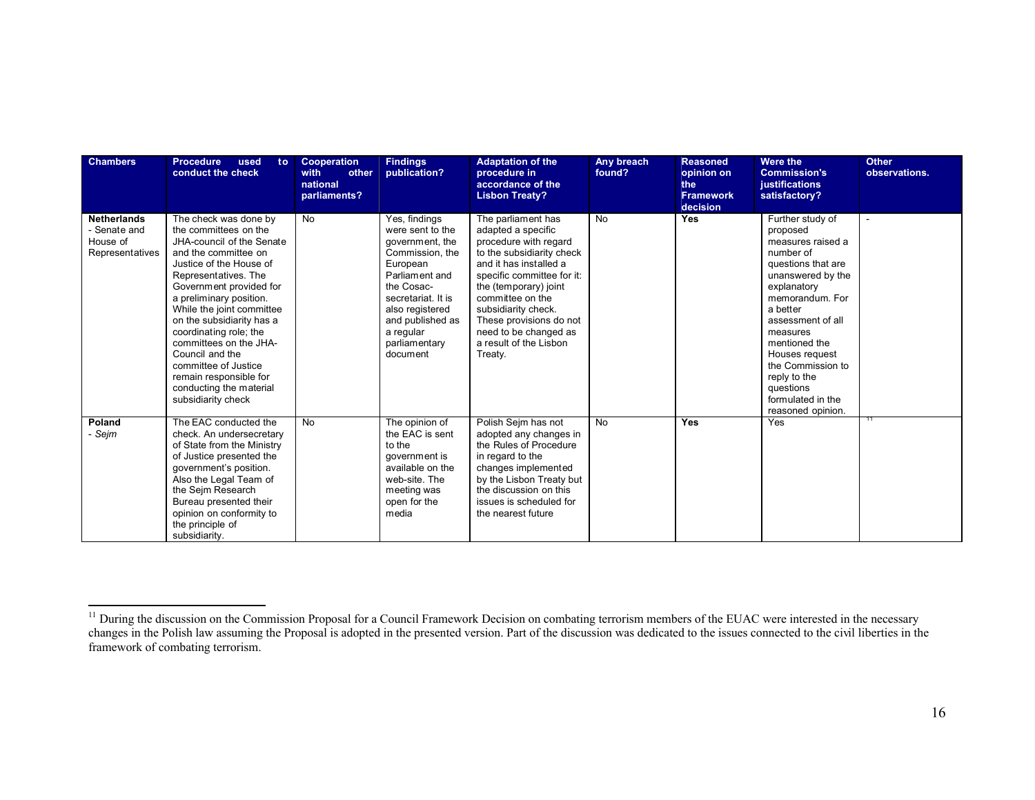| Chambers | Procedure used to conduct the check | Cooperation with other national parliaments? | Findings publication? | Adaptation of the procedure in accordance of the Lisbon Treaty? | Any breach found? | Reasoned opinion on the Framework decision | Were the Commission's justifications satisfactory? | Other observations. |
|---|---|---|---|---|---|---|---|---|
| **Netherlands** - Senate and House of Representatives | The check was done by the committees on the JHA-council of the Senate and the committee on Justice of the House of Representatives. The Government provided for a preliminary position. While the joint committee on the subsidiarity has a coordinating role; the committees on the JHA-Council and the committee of Justice remain responsible for conducting the material subsidiarity check | No | Yes, findings were sent to the government, the Commission, the European Parliament and the Cosac-secretariat. It is also registered and published as a regular parliamentary document | The parliament has adapted a specific procedure with regard to the subsidiarity check and it has installed a specific committee for it: the (temporary) joint committee on the subsidiarity check. These provisions do not need to be changed as a result of the Lisbon Treaty. | No | **Yes** | Further study of proposed measures raised a number of questions that are unanswered by the explanatory memorandum. For a better assessment of all measures mentioned the Houses request the Commission to reply to the questions formulated in the reasoned opinion. | - |
| **Poland** - *Sejm* | The EAC conducted the check. An undersecretary of State from the Ministry of Justice presented the government's position. Also the Legal Team of the Sejm Research Bureau presented their opinion on conformity to the principle of subsidiarity. | No | The opinion of the EAC is sent to the government is available on the web-site. The meeting was open for the media | Polish Sejm has not adopted any changes in the Rules of Procedure in regard to the changes implemented by the Lisbon Treaty but the discussion on this issues is scheduled for the nearest future | No | **Yes** | Yes | [11] |

[11] During the discussion on the Commission Proposal for a Council Framework Decision on combating terrorism members of the EUAC were interested in the necessary changes in the Polish law assuming the Proposal is adopted in the presented version. Part of the discussion was dedicated to the issues connected to the civil liberties in the framework of combating terrorism.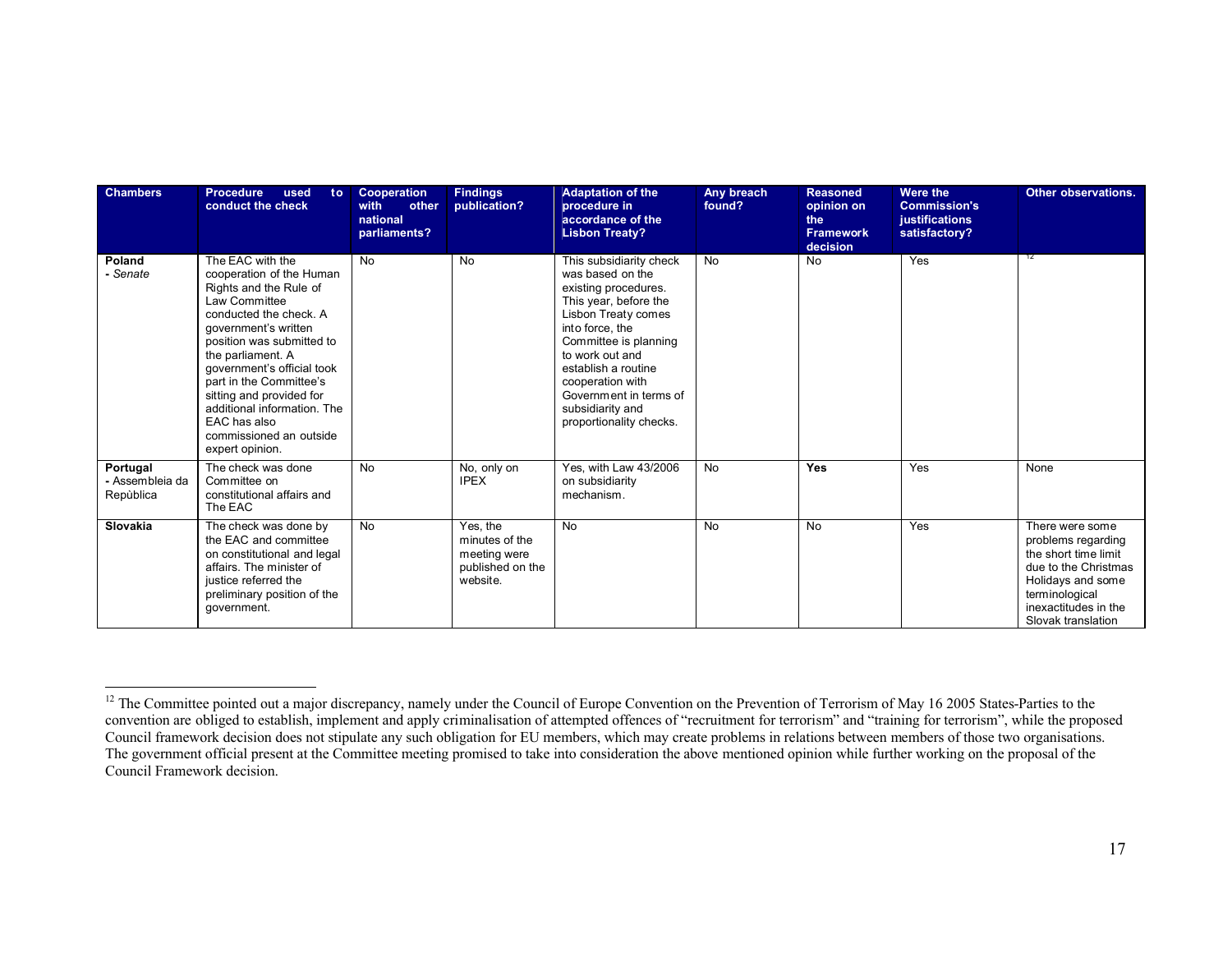| Chambers | Procedure used to conduct the check | Cooperation with other national parliaments? | Findings publication? | Adaptation of the procedure in accordance of the Lisbon Treaty? | Any breach found? | Reasoned opinion on the Framework decision | Were the Commission's justifications satisfactory? | Other observations. |
|---|---|---|---|---|---|---|---|---|
| **Poland** **-** *Senate* | The EAC with the cooperation of the Human Rights and the Rule of Law Committee conducted the check. A government's written position was submitted to the parliament. A government's official took part in the Committee's sitting and provided for additional information. The EAC has also commissioned an outside expert opinion. | No | No | This subsidiarity check was based on the existing procedures. This year, before the Lisbon Treaty comes into force, the Committee is planning to work out and establish a routine cooperation with Government in terms of subsidiarity and proportionality checks. | No | No | Yes | [12] |
| **Portugal** **-** Assembleia da Repùblica | The check was done Committee on constitutional affairs and The EAC | No | No, only on IPEX | Yes, with Law 43/2006 on subsidiarity mechanism. | No | **Yes** | Yes | None |
| **Slovakia** | The check was done by the EAC and committee on constitutional and legal affairs. The minister of justice referred the preliminary position of the government. | No | Yes, the minutes of the meeting were published on the website. | No | No | No | Yes | There were some problems regarding the short time limit due to the Christmas Holidays and some terminological inexactitudes in the Slovak translation |

[12] The Committee pointed out a major discrepancy, namely under the Council of Europe Convention on the Prevention of Terrorism of May 16 2005 States-Parties to the convention are obliged to establish, implement and apply criminalisation of attempted offences of "recruitment for terrorism" and "training for terrorism", while the proposed Council framework decision does not stipulate any such obligation for EU members, which may create problems in relations between members of those two organisations. The government official present at the Committee meeting promised to take into consideration the above mentioned opinion while further working on the proposal of the Council Framework decision.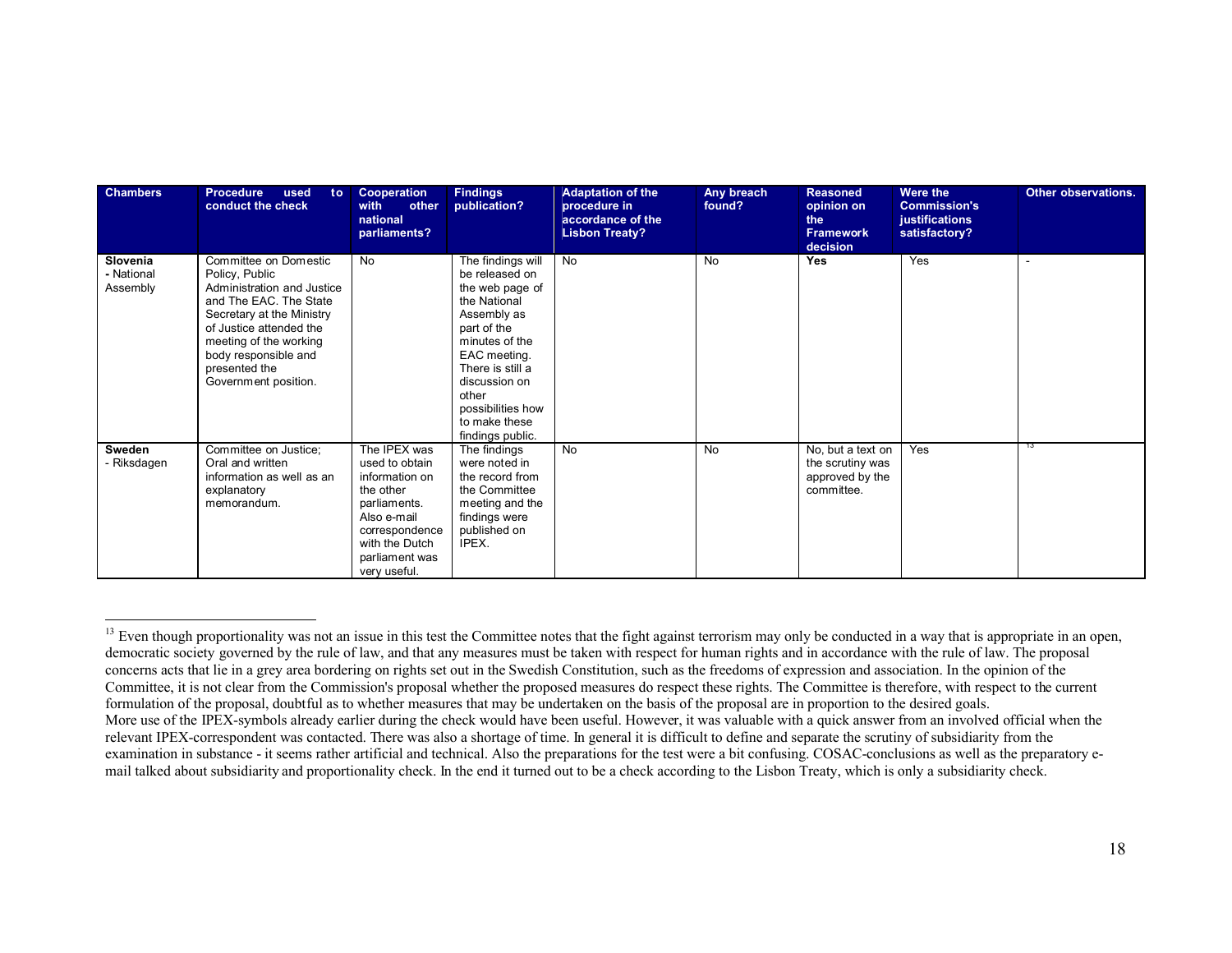| Chambers | Procedure used to conduct the check | Cooperation with other national parliaments? | Findings publication? | Adaptation of the procedure in accordance of the Lisbon Treaty? | Any breach found? | Reasoned opinion on the Framework decision | Were the Commission's justifications satisfactory? | Other observations. |
|---|---|---|---|---|---|---|---|---|
| **Slovenia** **-** National Assembly | Committee on Domestic Policy, Public Administration and Justice and The EAC. The State Secretary at the Ministry of Justice attended the meeting of the working body responsible and presented the Government position. | No | The findings will be released on the web page of the National Assembly as part of the minutes of the EAC meeting. There is still a discussion on other possibilities how to make these findings public. | No | No | **Yes** | Yes | - |
| **Sweden** - Riksdagen | Committee on Justice; Oral and written information as well as an explanatory memorandum. | The IPEX was used to obtain information on the other parliaments. Also e-mail correspondence with the Dutch parliament was very useful. | The findings were noted in the record from the Committee meeting and the findings were published on IPEX. | No | No | No, but a text on the scrutiny was approved by the committee. | Yes | [13] |

[13] Even though proportionality was not an issue in this test the Committee notes that the fight against terrorism may only be conducted in a way that is appropriate in an open, democratic society governed by the rule of law, and that any measures must be taken with respect for human rights and in accordance with the rule of law. The proposal concerns acts that lie in a grey area bordering on rights set out in the Swedish Constitution, such as the freedoms of expression and association. In the opinion of the Committee, it is not clear from the Commission's proposal whether the proposed measures do respect these rights. The Committee is therefore, with respect to the current formulation of the proposal, doubtful as to whether measures that may be undertaken on the basis of the proposal are in proportion to the desired goals.
More use of the IPEX-symbols already earlier during the check would have been useful. However, it was valuable with a quick answer from an involved official when the relevant IPEX-correspondent was contacted. There was also a shortage of time. In general it is difficult to define and separate the scrutiny of subsidiarity from the examination in substance - it seems rather artificial and technical. Also the preparations for the test were a bit confusing. COSAC-conclusions as well as the preparatory e-mail talked about subsidiarity and proportionality check. In the end it turned out to be a check according to the Lisbon Treaty, which is only a subsidiarity check.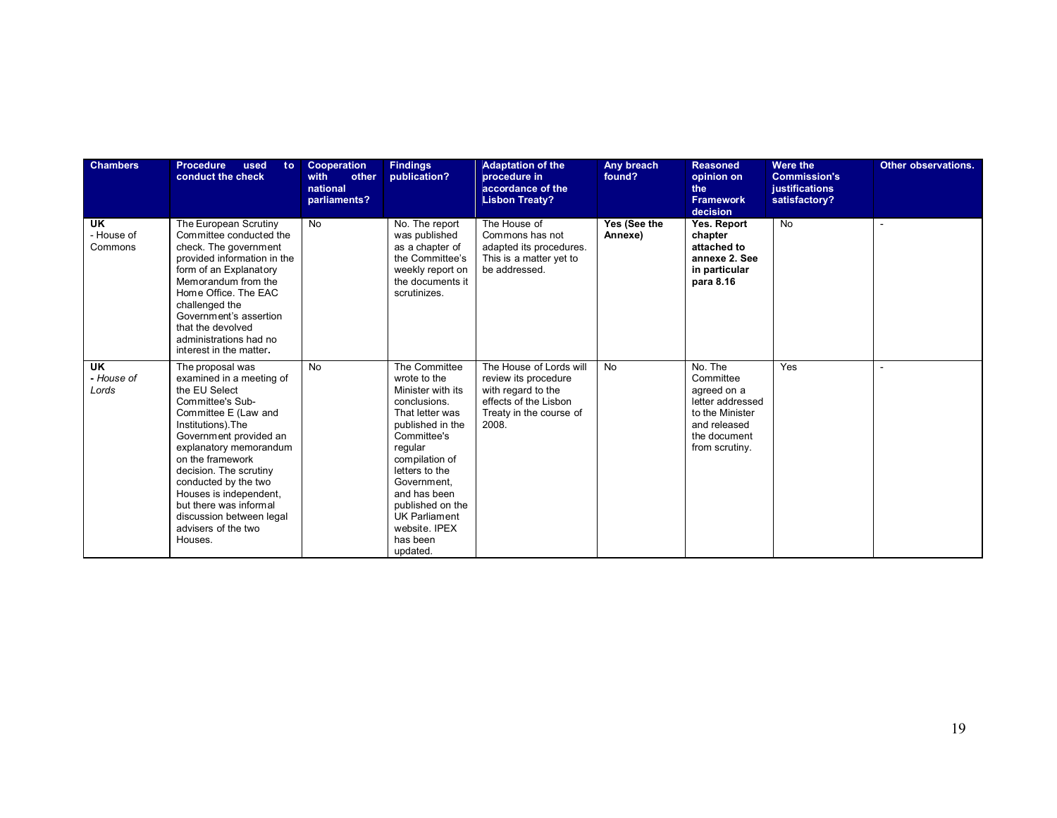| Chambers | Procedure used to conduct the check | Cooperation with other national parliaments? | Findings publication? | Adaptation of the procedure in accordance of the Lisbon Treaty? | Any breach found? | Reasoned opinion on the Framework decision | Were the Commission's justifications satisfactory? | Other observations. |
|---|---|---|---|---|---|---|---|---|
| **UK** - House of Commons | The European Scrutiny Committee conducted the check. The government provided information in the form of an Explanatory Memorandum from the Home Office. The EAC challenged the Government's assertion that the devolved administrations had no interest in the matter**.** | No | No. The report was published as a chapter of the Committee's weekly report on the documents it scrutinizes. | The House of Commons has not adapted its procedures. This is a matter yet to be addressed. | **Yes (See the Annexe)** | **Yes. Report chapter attached to annexe 2. See in particular para 8.16** | No | - |
| **UK** ***- House of Lords*** | The proposal was examined in a meeting of the EU Select Committee's Sub-Committee E (Law and Institutions).The Government provided an explanatory memorandum on the framework decision. The scrutiny conducted by the two Houses is independent, but there was informal discussion between legal advisers of the two Houses. | No | The Committee wrote to the Minister with its conclusions. That letter was published in the Committee's regular compilation of letters to the Government, and has been published on the UK Parliament website. IPEX has been updated. | The House of Lords will review its procedure with regard to the effects of the Lisbon Treaty in the course of 2008. | No | No. The Committee agreed on a letter addressed to the Minister and released the document from scrutiny. | Yes | - |